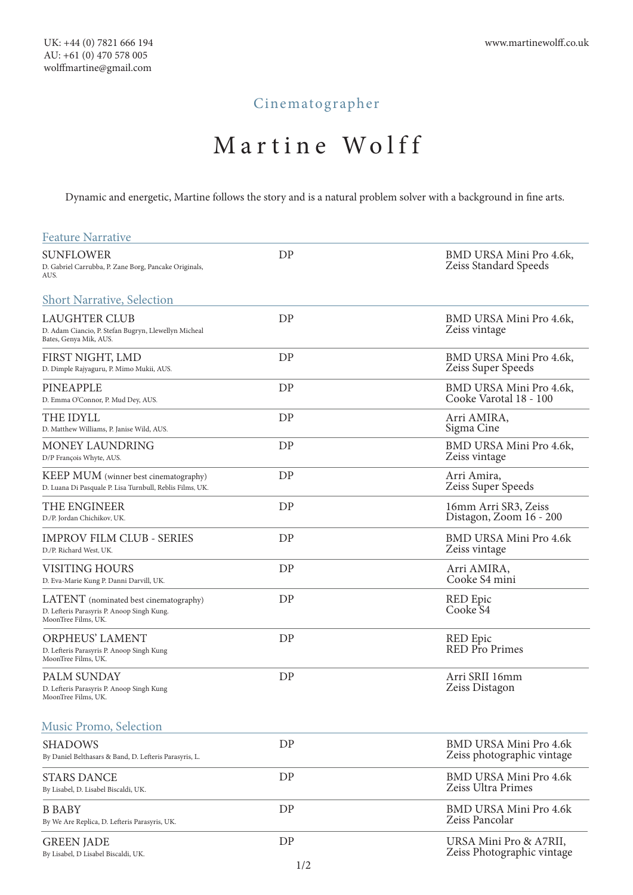UK: +44 (0) 7821 666 194
AU: +61 (0) 470 578 005
wolffmartine@gmail.com

www.martinewolff.co.uk

Cinematographer

# Martine Wolff

Dynamic and energetic, Martine follows the story and is a natural problem solver with a background in fine arts.

## Feature Narrative

| Project | Role | Equipment |
|---|---|---|
| SUNFLOWER<br>D. Gabriel Carrubba, P. Zane Borg, Pancake Originals, AUS. | DP | BMD URSA Mini Pro 4.6k, Zeiss Standard Speeds |

## Short Narrative, Selection

| Project | Role | Equipment |
|---|---|---|
| LAUGHTER CLUB<br>D. Adam Ciancio, P. Stefan Bugryn, Llewellyn Micheal Bates, Genya Mik, AUS. | DP | BMD URSA Mini Pro 4.6k, Zeiss vintage |
| FIRST NIGHT, LMD<br>D. Dimple Rajyaguru, P. Mimo Mukii, AUS. | DP | BMD URSA Mini Pro 4.6k, Zeiss Super Speeds |
| PINEAPPLE<br>D. Emma O'Connor, P. Mud Dey, AUS. | DP | BMD URSA Mini Pro 4.6k, Cooke Varotal 18 - 100 |
| THE IDYLL<br>D. Matthew Williams, P. Janise Wild, AUS. | DP | Arri AMIRA, Sigma Cine |
| MONEY LAUNDRING<br>D/P François Whyte, AUS. | DP | BMD URSA Mini Pro 4.6k, Zeiss vintage |
| KEEP MUM (winner best cinematography)<br>D. Luana Di Pasquale P. Lisa Turnbull, Reblis Films, UK. | DP | Arri Amira, Zeiss Super Speeds |
| THE ENGINEER<br>D./P. Jordan Chichikov, UK. | DP | 16mm Arri SR3, Zeiss Distagon, Zoom 16 - 200 |
| IMPROV FILM CLUB - SERIES<br>D./P. Richard West, UK. | DP | BMD URSA Mini Pro 4.6k Zeiss vintage |
| VISITING HOURS<br>D. Eva-Marie Kung P. Danni Darvill, UK. | DP | Arri AMIRA, Cooke S4 mini |
| LATENT (nominated best cinematography)<br>D. Lefteris Parasyris P. Anoop Singh Kung. MoonTree Films, UK. | DP | RED Epic Cooke S4 |
| ORPHEUS' LAMENT<br>D. Lefteris Parasyris P. Anoop Singh Kung MoonTree Films, UK. | DP | RED Epic RED Pro Primes |
| PALM SUNDAY<br>D. Lefteris Parasyris P. Anoop Singh Kung MoonTree Films, UK. | DP | Arri SRII 16mm Zeiss Distagon |

## Music Promo, Selection

| Project | Role | Equipment |
|---|---|---|
| SHADOWS<br>By Daniel Belthasars & Band, D. Lefteris Parasyris, L. | DP | BMD URSA Mini Pro 4.6k Zeiss photographic vintage |
| STARS DANCE<br>By Lisabel, D. Lisabel Biscaldi, UK. | DP | BMD URSA Mini Pro 4.6k Zeiss Ultra Primes |
| B BABY<br>By We Are Replica, D. Lefteris Parasyris, UK. | DP | BMD URSA Mini Pro 4.6k Zeiss Pancolar |
| GREEN JADE<br>By Lisabel, D Lisabel Biscaldi, UK. | DP | URSA Mini Pro & A7RII, Zeiss Photographic vintage |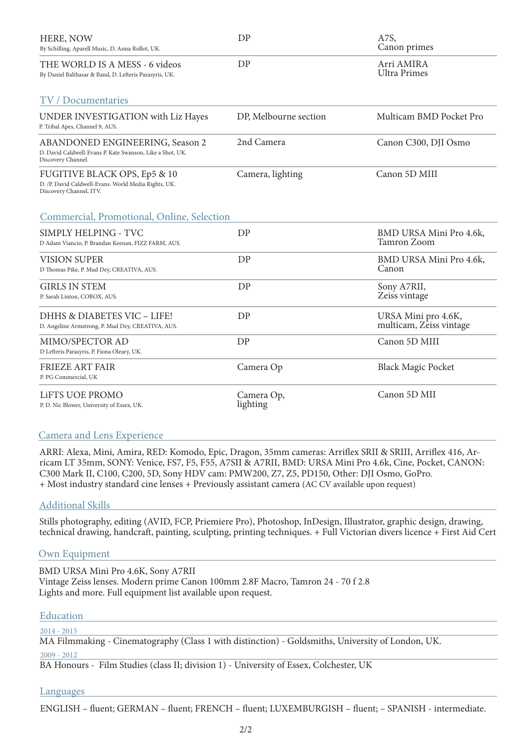| | | |
|---|---|---|
| HERE, NOW<br>By Schilling, Aparell Music, D, Anna Rollot, UK. | DP | A7S,<br>Canon primes |
| THE WORLD IS A MESS - 6 videos<br>By Daniel Balthasar & Band, D. Lefteris Parasyris, UK. | DP | Arri AMIRA<br>Ultra Primes |

## TV / Documentaries

| | | |
|---|---|---|
| UNDER INVESTIGATION with Liz Hayes<br>P. Tribal Apes, Channel 9, AUS. | DP, Melbourne section | Multicam BMD Pocket Pro |
| ABANDONED ENGINEERING, Season 2<br>D. David Caldwell-Evans P. Kate Swanson, Like a Shot, UK. Discovery Channel. | 2nd Camera | Canon C300, DJI Osmo |
| FUGITIVE BLACK OPS, Ep5 & 10<br>D. /P. David Caldwell-Evans. World Media Rights, UK. Discovery Channel, ITV. | Camera, lighting | Canon 5D MIII |

## Commercial, Promotional, Online, Selection

| | | |
|---|---|---|
| SIMPLY HELPING - TVC<br>D Adam Viancio, P. Brandan Keenan, FIZZ FARM, AUS. | DP | BMD URSA Mini Pro 4.6k,<br>Tamron Zoom |
| VISION SUPER<br>D Thomas Pike, P. Mud Dey, CREATIVA, AUS. | DP | BMD URSA Mini Pro 4.6k,<br>Canon |
| GIRLS IN STEM<br>P. Sarah Linton, COBOX, AUS. | DP | Sony A7RII,<br>Zeiss vintage |
| DHHS & DIABETES VIC – LIFE!<br>D. Angeline Armstrong, P. Mud Dey, CREATIVA, AUS. | DP | URSA Mini pro 4.6K,<br>multicam, Zeiss vintage |
| MIMO/SPECTOR AD<br>D Lefteris Parasyris, P. Fiona Oleary, UK. | DP | Canon 5D MIII |
| FRIEZE ART FAIR<br>P. PG Commercial, UK | Camera Op | Black Magic Pocket |
| LiFTS UOE PROMO<br>P. D. Nic Blower, University of Essex, UK. | Camera Op,<br>lighting | Canon 5D MII |

## Camera and Lens Experience

ARRI: Alexa, Mini, Amira, RED: Komodo, Epic, Dragon, 35mm cameras: Arriflex SRII & SRIII, Arriflex 416, Arricam LT 35mm, SONY: Venice, FS7, F5, F55, A7SII & A7RII, BMD: URSA Mini Pro 4.6k, Cine, Pocket, CANON: C300 Mark II, C100, C200, 5D, Sony HDV cam: PMW200, Z7, Z5, PD150, Other: DJI Osmo, GoPro.
+ Most industry standard cine lenses + Previously assistant camera (AC CV available upon request)

## Additional Skills

Stills photography, editing (AVID, FCP, Priemiere Pro), Photoshop, InDesign, Illustrator, graphic design, drawing, technical drawing, handcraft, painting, sculpting, printing techniques. + Full Victorian divers licence + First Aid Cert

## Own Equipment

BMD URSA Mini Pro 4.6K, Sony A7RII
Vintage Zeiss lenses. Modern prime Canon 100mm 2.8F Macro, Tamron 24 - 70 f 2.8
Lights and more. Full equipment list available upon request.

## Education

2014 - 2015
MA Filmmaking - Cinematography (Class 1 with distinction) - Goldsmiths, University of London, UK.

2009 - 2012
BA Honours - Film Studies (class II; division 1) - University of Essex, Colchester, UK

## Languages

ENGLISH – fluent; GERMAN – fluent; FRENCH – fluent; LUXEMBURGISH – fluent; – SPANISH - intermediate.